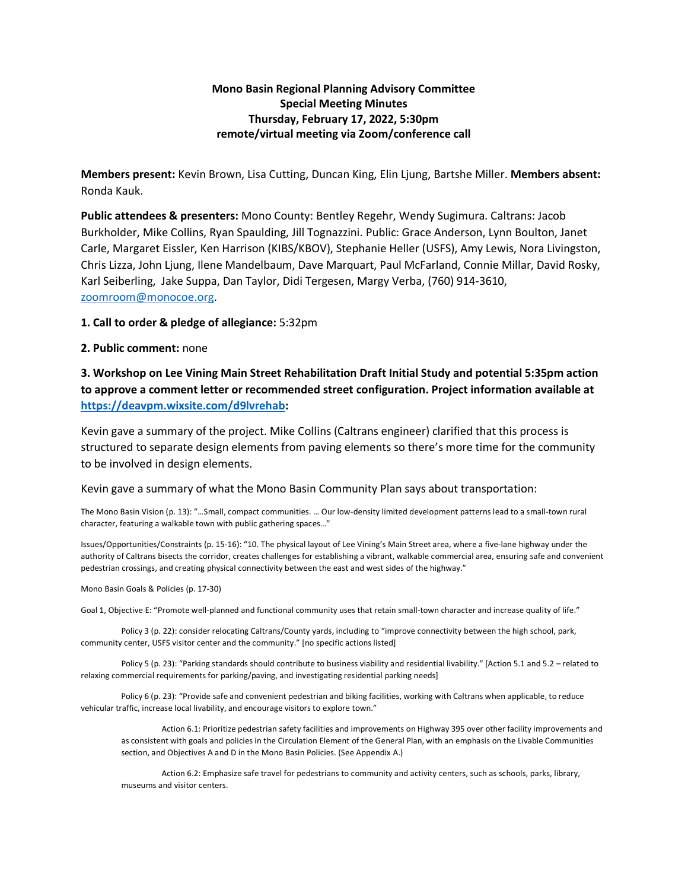**Mono Basin Regional Planning Advisory Committee**
**Special Meeting Minutes**
**Thursday, February 17, 2022, 5:30pm**
**remote/virtual meeting via Zoom/conference call**

**Members present:** Kevin Brown, Lisa Cutting, Duncan King, Elin Ljung, Bartshe Miller. **Members absent:** Ronda Kauk.

**Public attendees & presenters:** Mono County: Bentley Regehr, Wendy Sugimura. Caltrans: Jacob Burkholder, Mike Collins, Ryan Spaulding, Jill Tognazzini. Public: Grace Anderson, Lynn Boulton, Janet Carle, Margaret Eissler, Ken Harrison (KIBS/KBOV), Stephanie Heller (USFS), Amy Lewis, Nora Livingston, Chris Lizza, John Ljung, llene Mandelbaum, Dave Marquart, Paul McFarland, Connie Millar, David Rosky, Karl Seiberling, Jake Suppa, Dan Taylor, Didi Tergesen, Margy Verba, (760) 914-3610, zoomroom@monocoe.org.

**1. Call to order & pledge of allegiance:** 5:32pm

**2. Public comment:** none

**3. Workshop on Lee Vining Main Street Rehabilitation Draft Initial Study and potential 5:35pm action to approve a comment letter or recommended street configuration. Project information available at https://deavpm.wixsite.com/d9lvrehab:**

Kevin gave a summary of the project. Mike Collins (Caltrans engineer) clarified that this process is structured to separate design elements from paving elements so there's more time for the community to be involved in design elements.

Kevin gave a summary of what the Mono Basin Community Plan says about transportation:

The Mono Basin Vision (p. 13): "…Small, compact communities. … Our low-density limited development patterns lead to a small-town rural character, featuring a walkable town with public gathering spaces…"

Issues/Opportunities/Constraints (p. 15-16): "10. The physical layout of Lee Vining's Main Street area, where a five-lane highway under the authority of Caltrans bisects the corridor, creates challenges for establishing a vibrant, walkable commercial area, ensuring safe and convenient pedestrian crossings, and creating physical connectivity between the east and west sides of the highway."

Mono Basin Goals & Policies (p. 17-30)

Goal 1, Objective E: "Promote well-planned and functional community uses that retain small-town character and increase quality of life."

Policy 3 (p. 22): consider relocating Caltrans/County yards, including to "improve connectivity between the high school, park, community center, USFS visitor center and the community." [no specific actions listed]

Policy 5 (p. 23): "Parking standards should contribute to business viability and residential livability." [Action 5.1 and 5.2 – related to relaxing commercial requirements for parking/paving, and investigating residential parking needs]

Policy 6 (p. 23): "Provide safe and convenient pedestrian and biking facilities, working with Caltrans when applicable, to reduce vehicular traffic, increase local livability, and encourage visitors to explore town."

Action 6.1: Prioritize pedestrian safety facilities and improvements on Highway 395 over other facility improvements and as consistent with goals and policies in the Circulation Element of the General Plan, with an emphasis on the Livable Communities section, and Objectives A and D in the Mono Basin Policies. (See Appendix A.)

Action 6.2: Emphasize safe travel for pedestrians to community and activity centers, such as schools, parks, library, museums and visitor centers.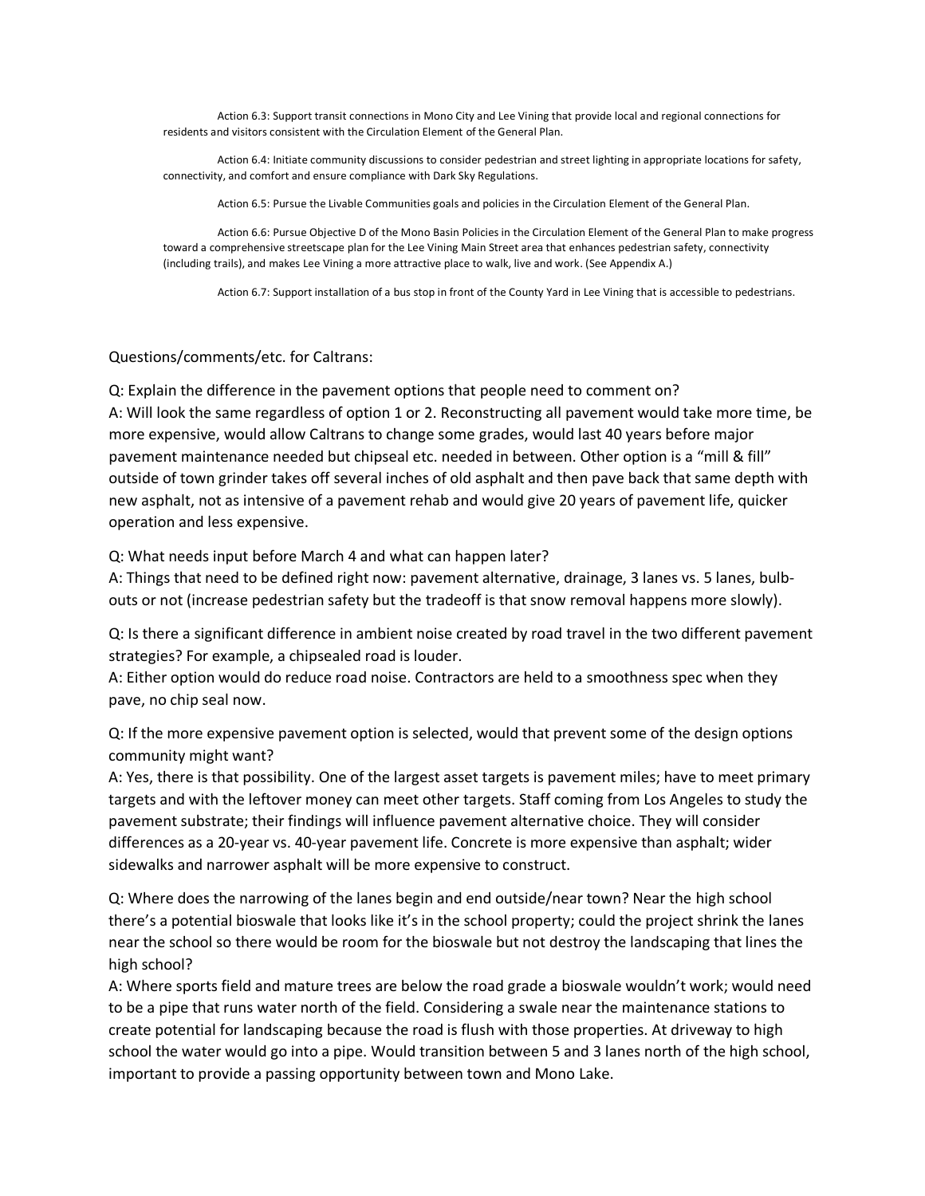Action 6.3: Support transit connections in Mono City and Lee Vining that provide local and regional connections for residents and visitors consistent with the Circulation Element of the General Plan.

Action 6.4: Initiate community discussions to consider pedestrian and street lighting in appropriate locations for safety, connectivity, and comfort and ensure compliance with Dark Sky Regulations.

Action 6.5: Pursue the Livable Communities goals and policies in the Circulation Element of the General Plan.

Action 6.6: Pursue Objective D of the Mono Basin Policies in the Circulation Element of the General Plan to make progress toward a comprehensive streetscape plan for the Lee Vining Main Street area that enhances pedestrian safety, connectivity (including trails), and makes Lee Vining a more attractive place to walk, live and work. (See Appendix A.)

Action 6.7: Support installation of a bus stop in front of the County Yard in Lee Vining that is accessible to pedestrians.

Questions/comments/etc. for Caltrans:

Q: Explain the difference in the pavement options that people need to comment on?
A: Will look the same regardless of option 1 or 2. Reconstructing all pavement would take more time, be more expensive, would allow Caltrans to change some grades, would last 40 years before major pavement maintenance needed but chipseal etc. needed in between. Other option is a "mill & fill" outside of town grinder takes off several inches of old asphalt and then pave back that same depth with new asphalt, not as intensive of a pavement rehab and would give 20 years of pavement life, quicker operation and less expensive.

Q: What needs input before March 4 and what can happen later?
A: Things that need to be defined right now: pavement alternative, drainage, 3 lanes vs. 5 lanes, bulb-outs or not (increase pedestrian safety but the tradeoff is that snow removal happens more slowly).

Q: Is there a significant difference in ambient noise created by road travel in the two different pavement strategies? For example, a chipsealed road is louder.
A: Either option would do reduce road noise. Contractors are held to a smoothness spec when they pave, no chip seal now.

Q: If the more expensive pavement option is selected, would that prevent some of the design options community might want?
A: Yes, there is that possibility. One of the largest asset targets is pavement miles; have to meet primary targets and with the leftover money can meet other targets. Staff coming from Los Angeles to study the pavement substrate; their findings will influence pavement alternative choice. They will consider differences as a 20-year vs. 40-year pavement life. Concrete is more expensive than asphalt; wider sidewalks and narrower asphalt will be more expensive to construct.

Q: Where does the narrowing of the lanes begin and end outside/near town? Near the high school there's a potential bioswale that looks like it's in the school property; could the project shrink the lanes near the school so there would be room for the bioswale but not destroy the landscaping that lines the high school?
A: Where sports field and mature trees are below the road grade a bioswale wouldn't work; would need to be a pipe that runs water north of the field. Considering a swale near the maintenance stations to create potential for landscaping because the road is flush with those properties. At driveway to high school the water would go into a pipe. Would transition between 5 and 3 lanes north of the high school, important to provide a passing opportunity between town and Mono Lake.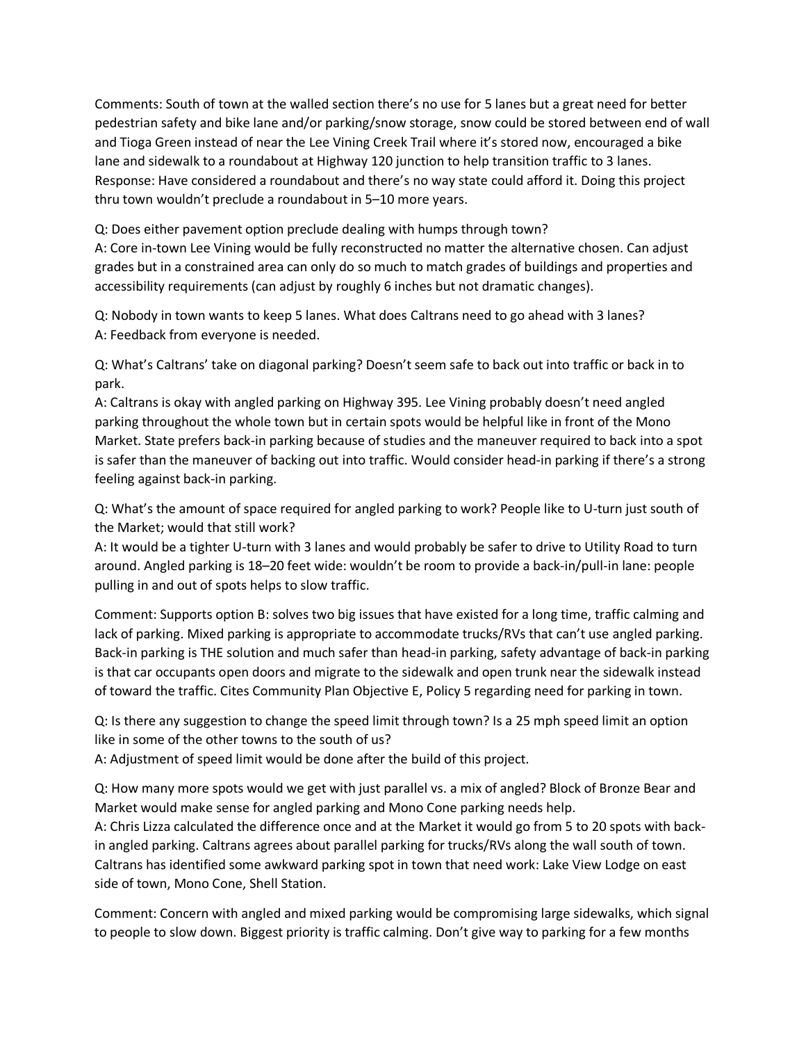Comments: South of town at the walled section there's no use for 5 lanes but a great need for better pedestrian safety and bike lane and/or parking/snow storage, snow could be stored between end of wall and Tioga Green instead of near the Lee Vining Creek Trail where it's stored now, encouraged a bike lane and sidewalk to a roundabout at Highway 120 junction to help transition traffic to 3 lanes.
Response: Have considered a roundabout and there's no way state could afford it. Doing this project thru town wouldn't preclude a roundabout in 5–10 more years.

Q: Does either pavement option preclude dealing with humps through town?
A: Core in-town Lee Vining would be fully reconstructed no matter the alternative chosen. Can adjust grades but in a constrained area can only do so much to match grades of buildings and properties and accessibility requirements (can adjust by roughly 6 inches but not dramatic changes).

Q: Nobody in town wants to keep 5 lanes. What does Caltrans need to go ahead with 3 lanes?
A: Feedback from everyone is needed.

Q: What's Caltrans' take on diagonal parking? Doesn't seem safe to back out into traffic or back in to park.
A: Caltrans is okay with angled parking on Highway 395. Lee Vining probably doesn't need angled parking throughout the whole town but in certain spots would be helpful like in front of the Mono Market. State prefers back-in parking because of studies and the maneuver required to back into a spot is safer than the maneuver of backing out into traffic. Would consider head-in parking if there's a strong feeling against back-in parking.

Q: What's the amount of space required for angled parking to work? People like to U-turn just south of the Market; would that still work?
A: It would be a tighter U-turn with 3 lanes and would probably be safer to drive to Utility Road to turn around. Angled parking is 18–20 feet wide: wouldn't be room to provide a back-in/pull-in lane: people pulling in and out of spots helps to slow traffic.

Comment: Supports option B: solves two big issues that have existed for a long time, traffic calming and lack of parking. Mixed parking is appropriate to accommodate trucks/RVs that can't use angled parking. Back-in parking is THE solution and much safer than head-in parking, safety advantage of back-in parking is that car occupants open doors and migrate to the sidewalk and open trunk near the sidewalk instead of toward the traffic. Cites Community Plan Objective E, Policy 5 regarding need for parking in town.

Q: Is there any suggestion to change the speed limit through town? Is a 25 mph speed limit an option like in some of the other towns to the south of us?
A: Adjustment of speed limit would be done after the build of this project.

Q: How many more spots would we get with just parallel vs. a mix of angled? Block of Bronze Bear and Market would make sense for angled parking and Mono Cone parking needs help.
A: Chris Lizza calculated the difference once and at the Market it would go from 5 to 20 spots with back-in angled parking. Caltrans agrees about parallel parking for trucks/RVs along the wall south of town. Caltrans has identified some awkward parking spot in town that need work: Lake View Lodge on east side of town, Mono Cone, Shell Station.

Comment: Concern with angled and mixed parking would be compromising large sidewalks, which signal to people to slow down. Biggest priority is traffic calming. Don't give way to parking for a few months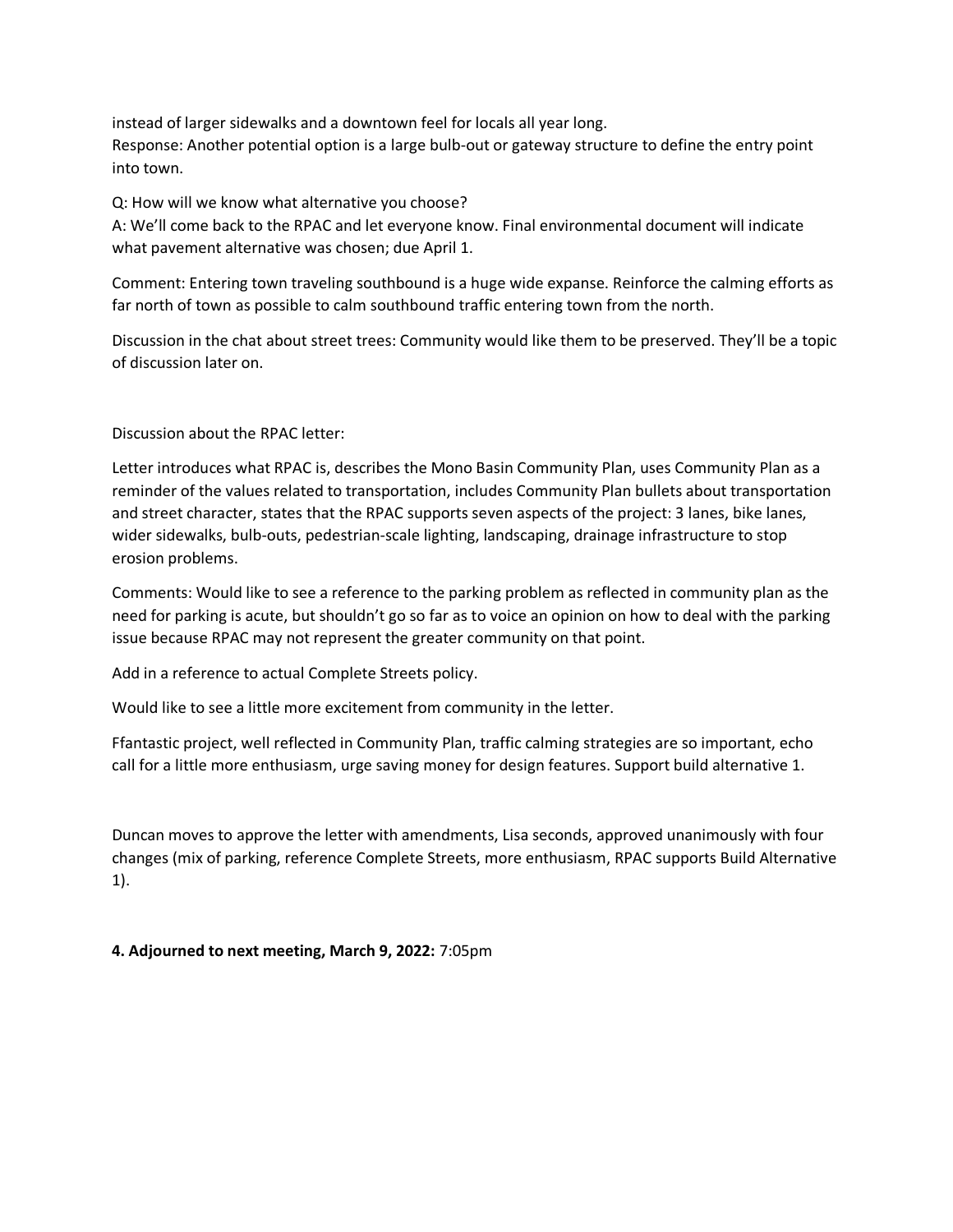instead of larger sidewalks and a downtown feel for locals all year long.
Response: Another potential option is a large bulb-out or gateway structure to define the entry point into town.

Q: How will we know what alternative you choose?
A: We'll come back to the RPAC and let everyone know. Final environmental document will indicate what pavement alternative was chosen; due April 1.

Comment: Entering town traveling southbound is a huge wide expanse. Reinforce the calming efforts as far north of town as possible to calm southbound traffic entering town from the north.

Discussion in the chat about street trees: Community would like them to be preserved. They'll be a topic of discussion later on.

Discussion about the RPAC letter:

Letter introduces what RPAC is, describes the Mono Basin Community Plan, uses Community Plan as a reminder of the values related to transportation, includes Community Plan bullets about transportation and street character, states that the RPAC supports seven aspects of the project: 3 lanes, bike lanes, wider sidewalks, bulb-outs, pedestrian-scale lighting, landscaping, drainage infrastructure to stop erosion problems.

Comments: Would like to see a reference to the parking problem as reflected in community plan as the need for parking is acute, but shouldn't go so far as to voice an opinion on how to deal with the parking issue because RPAC may not represent the greater community on that point.

Add in a reference to actual Complete Streets policy.

Would like to see a little more excitement from community in the letter.

Ffantastic project, well reflected in Community Plan, traffic calming strategies are so important, echo call for a little more enthusiasm, urge saving money for design features. Support build alternative 1.

Duncan moves to approve the letter with amendments, Lisa seconds, approved unanimously with four changes (mix of parking, reference Complete Streets, more enthusiasm, RPAC supports Build Alternative 1).

**4. Adjourned to next meeting, March 9, 2022:** 7:05pm